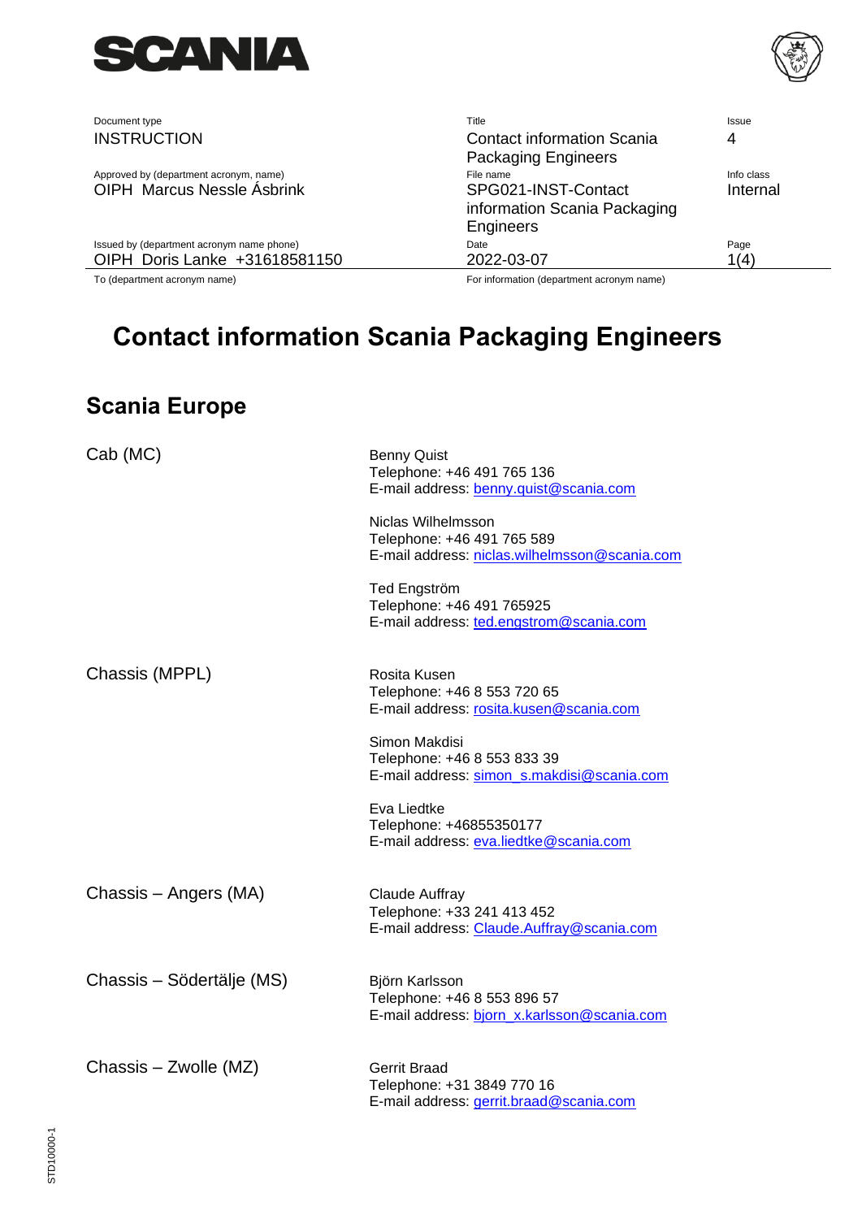| Document type | Title | Issue |
| --- | --- | --- |
| INSTRUCTION | Contact information Scania Packaging Engineers | 4 |
| Approved by (department acronym, name) | File name | Info class |
| OIPH Marcus Nessle Åsbrink | SPG021-INST-Contact information Scania Packaging Engineers | Internal |
| Issued by (department acronym name phone) | Date | Page |
| OIPH Doris Lanke +31618581150 | 2022-03-07 | 1(4) |
| To (department acronym name) | For information (department acronym name) | |

# Contact information Scania Packaging Engineers

## Scania Europe

| | |
| --- | --- |
| Cab (MC) | Benny Quist<br>Telephone: +46 491 765 136<br>E-mail address: benny.quist@scania.com |
| | Niclas Wilhelmsson<br>Telephone: +46 491 765 589<br>E-mail address: niclas.wilhelmsson@scania.com |
| | Ted Engström<br>Telephone: +46 491 765925<br>E-mail address: ted.engstrom@scania.com |
| Chassis (MPPL) | Rosita Kusen<br>Telephone: +46 8 553 720 65<br>E-mail address: rosita.kusen@scania.com |
| | Simon Makdisi<br>Telephone: +46 8 553 833 39<br>E-mail address: simon_s.makdisi@scania.com |
| | Eva Liedtke<br>Telephone: +46855350177<br>E-mail address: eva.liedtke@scania.com |
| Chassis – Angers (MA) | Claude Auffray<br>Telephone: +33 241 413 452<br>E-mail address: Claude.Auffray@scania.com |
| Chassis – Södertälje (MS) | Björn Karlsson<br>Telephone: +46 8 553 896 57<br>E-mail address: bjorn_x.karlsson@scania.com |
| Chassis – Zwolle (MZ) | Gerrit Braad<br>Telephone: +31 3849 770 16<br>E-mail address: gerrit.braad@scania.com |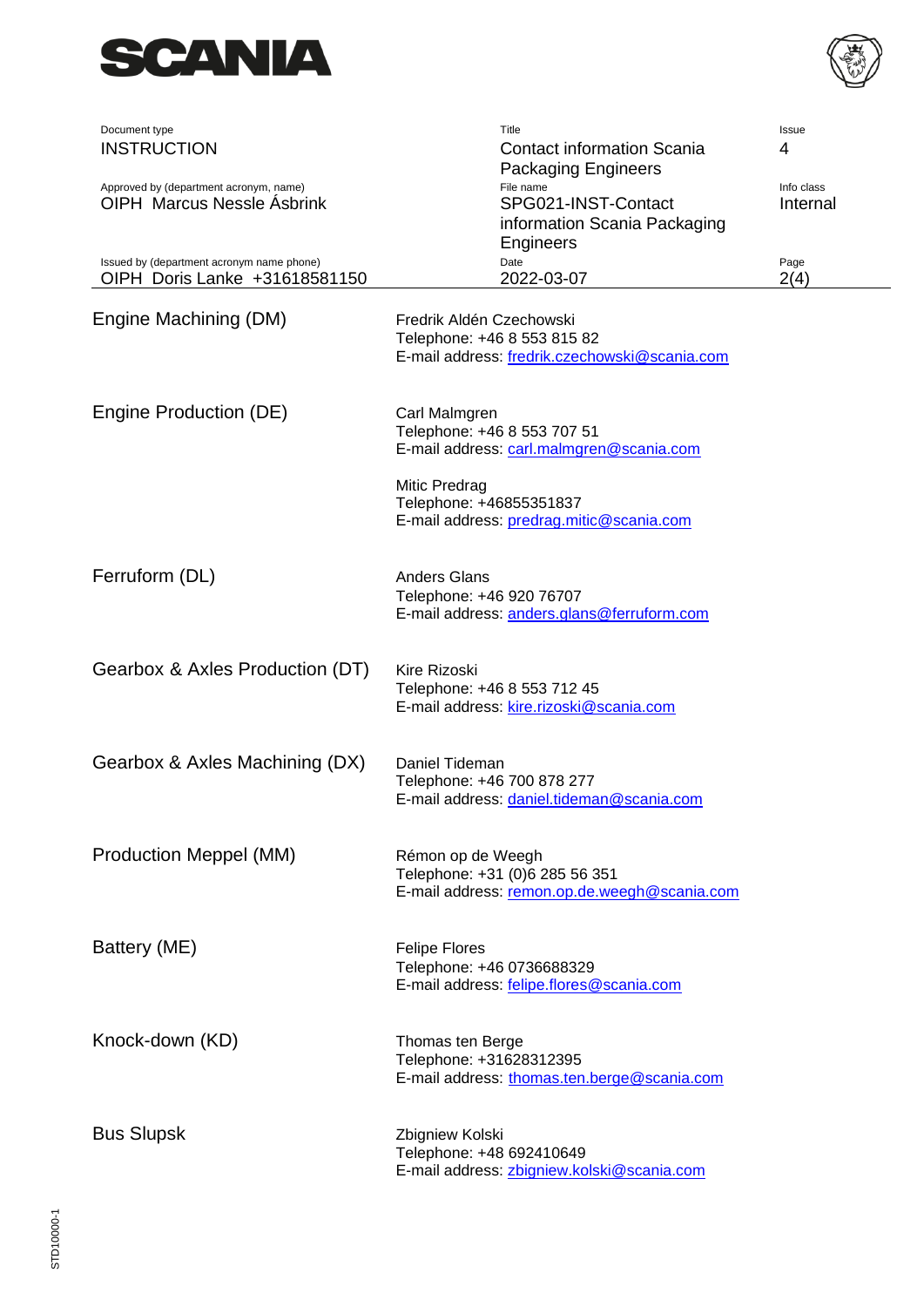| | |
|---|---|
| Engine Machining (DM) | Fredrik Aldén Czechowski<br>Telephone: +46 8 553 815 82<br>E-mail address: fredrik.czechowski@scania.com |
| Engine Production (DE) | Carl Malmgren<br>Telephone: +46 8 553 707 51<br>E-mail address: carl.malmgren@scania.com<br><br>Mitic Predrag<br>Telephone: +46855351837<br>E-mail address: predrag.mitic@scania.com |
| Ferruform (DL) | Anders Glans<br>Telephone: +46 920 76707<br>E-mail address: anders.glans@ferruform.com |
| Gearbox & Axles Production (DT) | Kire Rizoski<br>Telephone: +46 8 553 712 45<br>E-mail address: kire.rizoski@scania.com |
| Gearbox & Axles Machining (DX) | Daniel Tideman<br>Telephone: +46 700 878 277<br>E-mail address: daniel.tideman@scania.com |
| Production Meppel (MM) | Rémon op de Weegh<br>Telephone: +31 (0)6 285 56 351<br>E-mail address: remon.op.de.weegh@scania.com |
| Battery (ME) | Felipe Flores<br>Telephone: +46 0736688329<br>E-mail address: felipe.flores@scania.com |
| Knock-down (KD) | Thomas ten Berge<br>Telephone: +31628312395<br>E-mail address: thomas.ten.berge@scania.com |
| Bus Slupsk | Zbigniew Kolski<br>Telephone: +48 692410649<br>E-mail address: zbigniew.kolski@scania.com |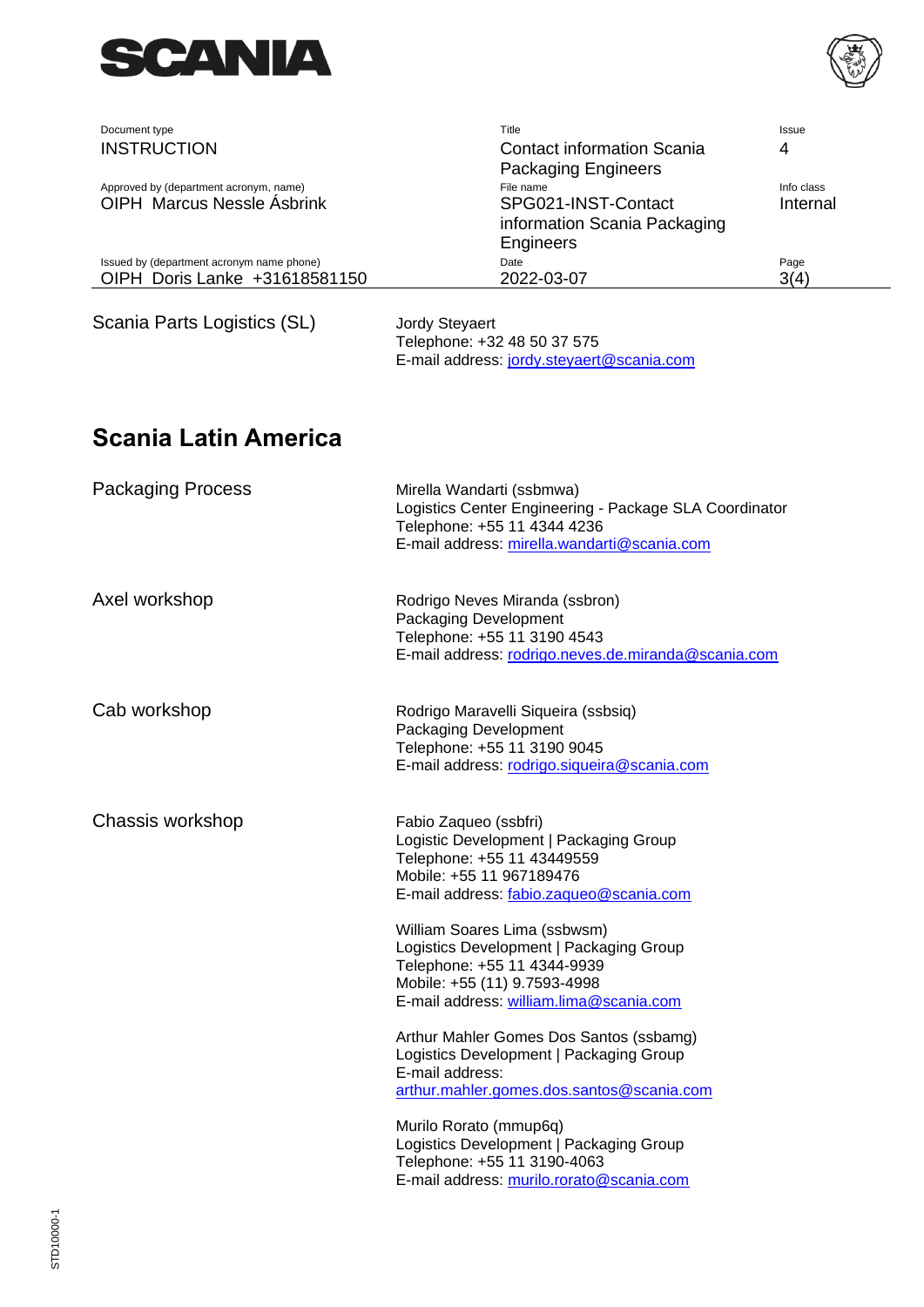Scania Parts Logistics (SL)

Jordy Steyaert
Telephone: +32 48 50 37 575
E-mail address: jordy.steyaert@scania.com

## Scania Latin America

| | |
|---|---|
| Packaging Process | Mirella Wandarti (ssbmwa)<br>Logistics Center Engineering - Package SLA Coordinator<br>Telephone: +55 11 4344 4236<br>E-mail address: mirella.wandarti@scania.com |
| Axel workshop | Rodrigo Neves Miranda (ssbron)<br>Packaging Development<br>Telephone: +55 11 3190 4543<br>E-mail address: rodrigo.neves.de.miranda@scania.com |
| Cab workshop | Rodrigo Maravelli Siqueira (ssbsiq)<br>Packaging Development<br>Telephone: +55 11 3190 9045<br>E-mail address: rodrigo.siqueira@scania.com |
| Chassis workshop | Fabio Zaqueo (ssbfri)<br>Logistic Development \| Packaging Group<br>Telephone: +55 11 43449559<br>Mobile: +55 11 967189476<br>E-mail address: fabio.zaqueo@scania.com<br><br>William Soares Lima (ssbwsm)<br>Logistics Development \| Packaging Group<br>Telephone: +55 11 4344-9939<br>Mobile: +55 (11) 9.7593-4998<br>E-mail address: william.lima@scania.com<br><br>Arthur Mahler Gomes Dos Santos (ssbamg)<br>Logistics Development \| Packaging Group<br>E-mail address:<br>arthur.mahler.gomes.dos.santos@scania.com<br><br>Murilo Rorato (mmup6q)<br>Logistics Development \| Packaging Group<br>Telephone: +55 11 3190-4063<br>E-mail address: murilo.rorato@scania.com |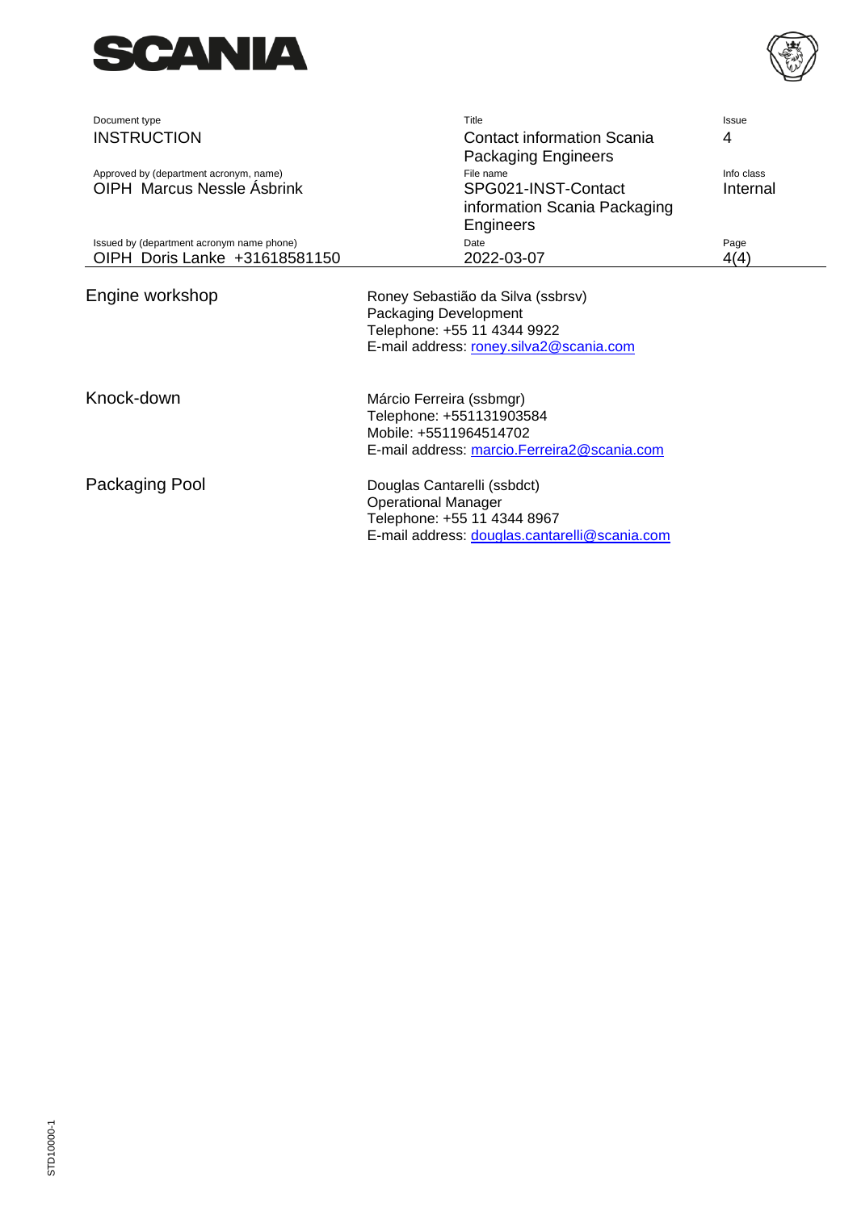| Document type | Title | Issue |
| --- | --- | --- |
| INSTRUCTION | Contact information Scania Packaging Engineers | 4 |
| Approved by (department acronym, name) | File name | Info class |
| OIPH Marcus Nessle Ásbrink | SPG021-INST-Contact information Scania Packaging Engineers | Internal |
| Issued by (department acronym name phone) | Date | Page |
| OIPH Doris Lanke +31618581150 | 2022-03-07 | 4(4) |

| | |
| --- | --- |
| Engine workshop | Roney Sebastião da Silva (ssbrsv)<br>Packaging Development<br>Telephone: +55 11 4344 9922<br>E-mail address: roney.silva2@scania.com |
| Knock-down | Márcio Ferreira (ssbmgr)<br>Telephone: +551131903584<br>Mobile: +5511964514702<br>E-mail address: marcio.Ferreira2@scania.com |
| Packaging Pool | Douglas Cantarelli (ssbdct)<br>Operational Manager<br>Telephone: +55 11 4344 8967<br>E-mail address: douglas.cantarelli@scania.com |